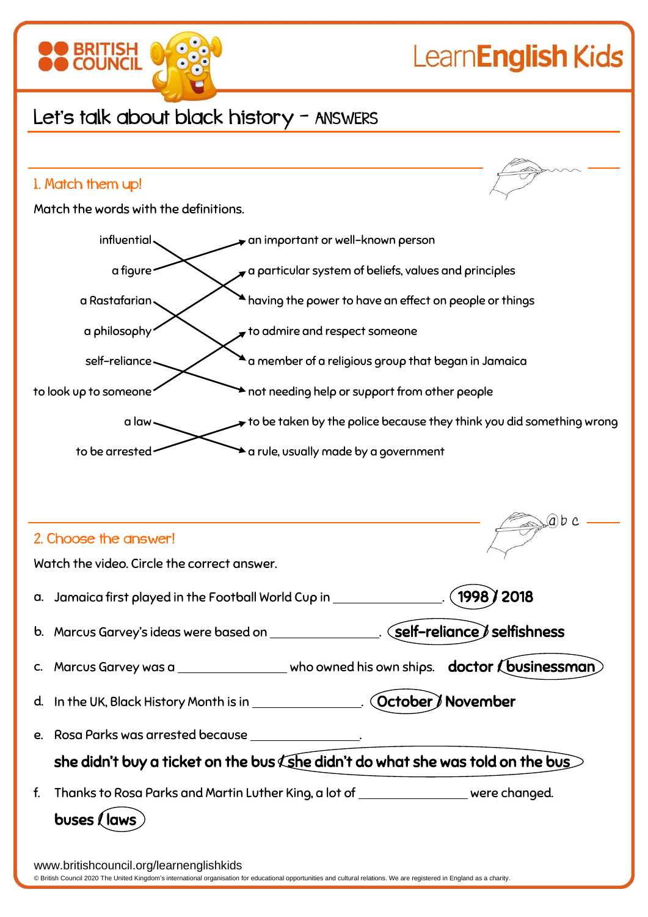# Let's talk about black history – ANSWERS

## 1. Match them up!

Match the words with the definitions.

| Word | Definition |
| --- | --- |
| influential | having the power to have an effect on people or things |
| a figure | an important or well-known person |
| a Rastafarian | a member of a religious group that began in Jamaica |
| a philosophy | a particular system of beliefs, values and principles |
| self-reliance | not needing help or support from other people |
| to look up to someone | to admire and respect someone |
| a law | a rule, usually made by a government |
| to be arrested | to be taken by the police because they think you did something wrong |

## 2. Choose the answer!

Watch the video. Circle the correct answer.

a. Jamaica first played in the Football World Cup in ________________. **(1998)** / 2018

b. Marcus Garvey's ideas were based on ________________. **(self-reliance)** / selfishness

c. Marcus Garvey was a ________________ who owned his own ships. doctor / **(businessman)**

d. In the UK, Black History Month is in ________________. **(October)** / November

e. Rosa Parks was arrested because ________________.

she didn't buy a ticket on the bus / **(she didn't do what she was told on the bus)**

f. Thanks to Rosa Parks and Martin Luther King, a lot of ________________ were changed.

buses / **(laws)**

www.britishcouncil.org/learnenglishkids

© British Council 2020 The United Kingdom's international organisation for educational opportunities and cultural relations. We are registered in England as a charity.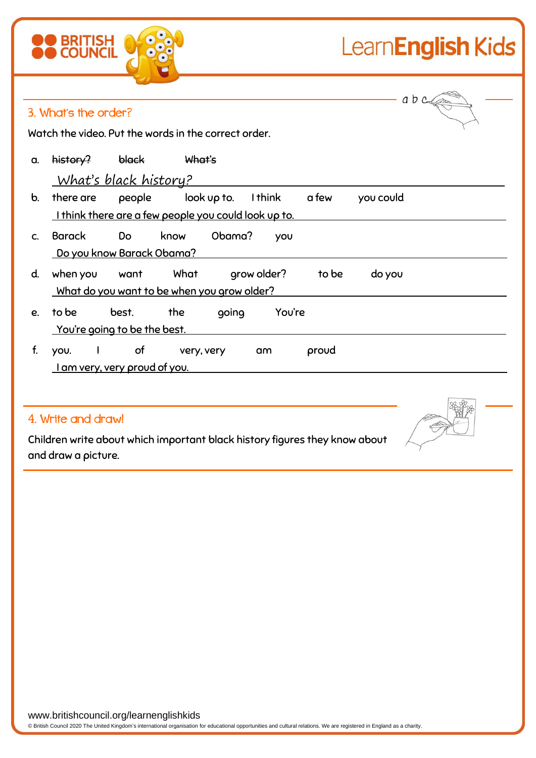## 3. What's the order?

Watch the video. Put the words in the correct order.

a. ~~history?~~ ~~black~~ ~~What's~~

What's black history?

b. there are people look up to. I think a few you could

I think there are a few people you could look up to.

c. Barack Do know Obama? you

Do you know Barack Obama?

d. when you want What grow older? to be do you

What do you want to be when you grow older?

e. to be best. the going You're

You're going to be the best.

f. you. I of very, very am proud

I am very, very proud of you.

## 4. Write and draw!

Children write about which important black history figures they know about and draw a picture.

www.britishcouncil.org/learnenglishkids

© British Council 2020 The United Kingdom's international organisation for educational opportunities and cultural relations. We are registered in England as a charity.